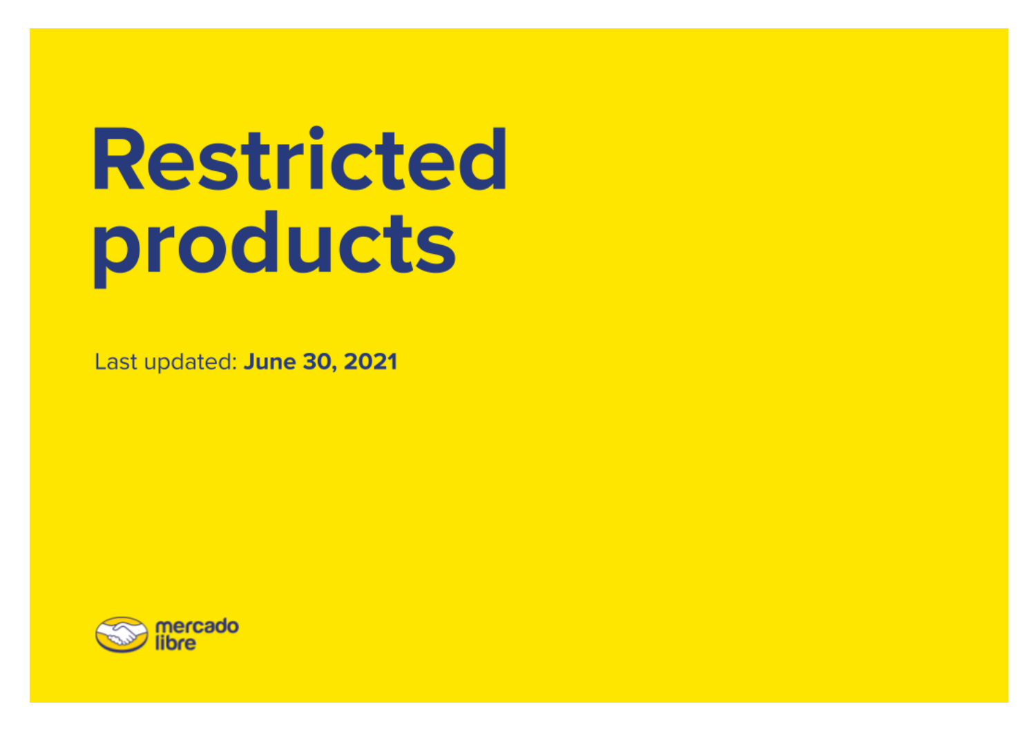# Restricted products

Last updated: **June 30, 2021**

mercado libre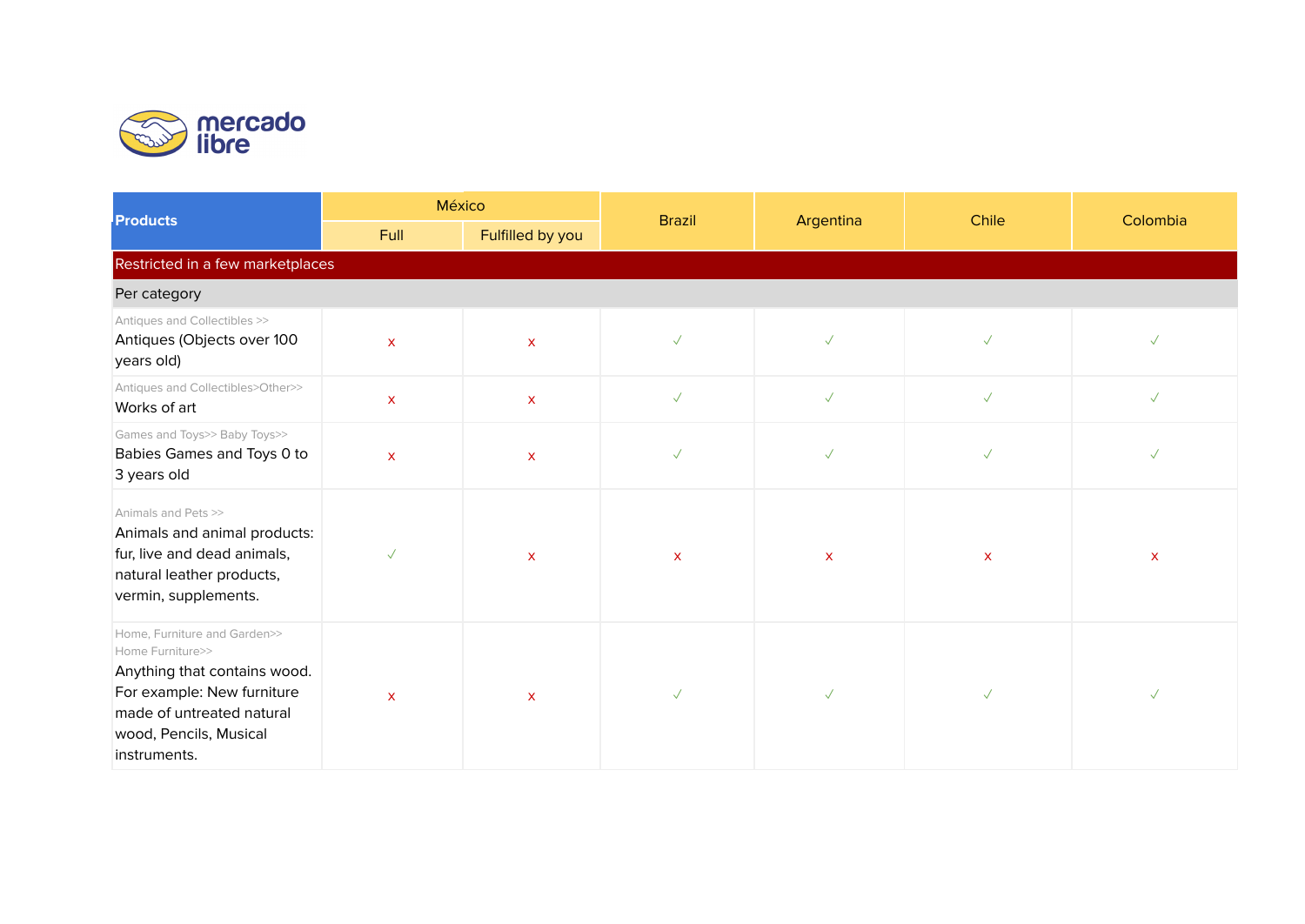| Products | México | | Brazil | Argentina | Chile | Colombia |
|---|---|---|---|---|---|---|
| | Full | Fulfilled by you | | | | |
| **Restricted in a few marketplaces** | | | | | | |
| Per category | | | | | | |
| Antiques and Collectibles >> Antiques (Objects over 100 years old) | x | x | ✓ | ✓ | ✓ | ✓ |
| Antiques and Collectibles>Other>> Works of art | x | x | ✓ | ✓ | ✓ | ✓ |
| Games and Toys>> Baby Toys>> Babies Games and Toys 0 to 3 years old | x | x | ✓ | ✓ | ✓ | ✓ |
| Animals and Pets >> Animals and animal products: fur, live and dead animals, natural leather products, vermin, supplements. | ✓ | x | x | x | x | x |
| Home, Furniture and Garden>> Home Furniture>> Anything that contains wood. For example: New furniture made of untreated natural wood, Pencils, Musical instruments. | x | x | ✓ | ✓ | ✓ | ✓ |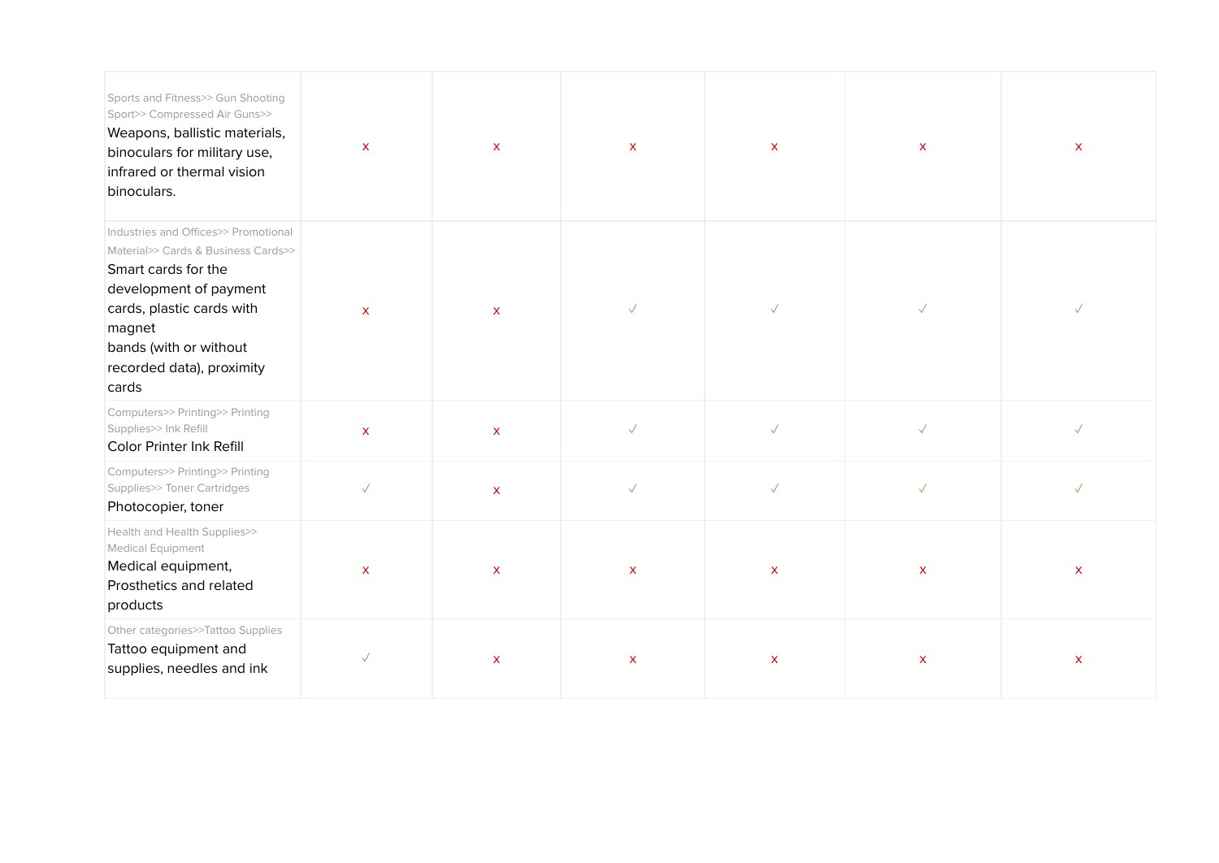| | | | | | | |
|---|---|---|---|---|---|---|
| Sports and Fitness>> Gun Shooting Sport>> Compressed Air Guns>> Weapons, ballistic materials, binoculars for military use, infrared or thermal vision binoculars. | x | x | x | x | x | x |
| Industries and Offices>> Promotional Material>> Cards & Business Cards>> Smart cards for the development of payment cards, plastic cards with magnet bands (with or without recorded data), proximity cards | x | x | ✓ | ✓ | ✓ | ✓ |
| Computers>> Printing>> Printing Supplies>> Ink Refill Color Printer Ink Refill | x | x | ✓ | ✓ | ✓ | ✓ |
| Computers>> Printing>> Printing Supplies>> Toner Cartridges Photocopier, toner | ✓ | x | ✓ | ✓ | ✓ | ✓ |
| Health and Health Supplies>> Medical Equipment Medical equipment, Prosthetics and related products | x | x | x | x | x | x |
| Other categories>>Tattoo Supplies Tattoo equipment and supplies, needles and ink | ✓ | x | x | x | x | x |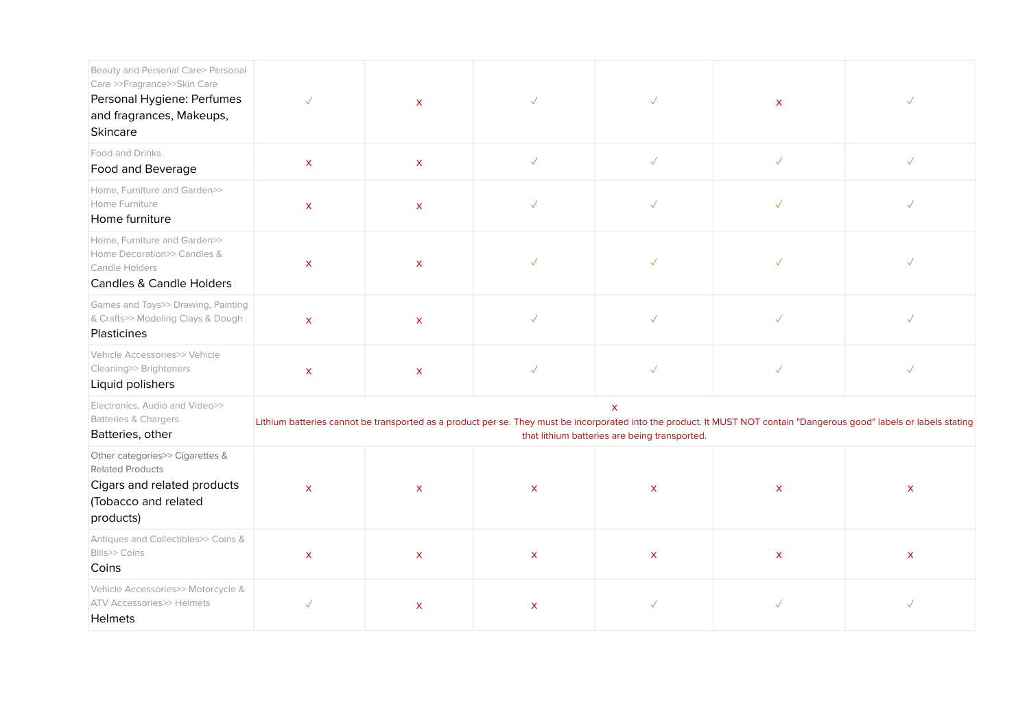| | | | | | | |
|---|---|---|---|---|---|---|
| Beauty and Personal Care> Personal Care >>Fragrance>>Skin Care<br>Personal Hygiene: Perfumes and fragrances, Makeups, Skincare | ✓ | x | ✓ | ✓ | x | ✓ |
| Food and Drinks<br>Food and Beverage | x | x | ✓ | ✓ | ✓ | ✓ |
| Home, Furniture and Garden>> Home Furniture<br>Home furniture | x | x | ✓ | ✓ | ✓ | ✓ |
| Home, Furniture and Garden>> Home Decoration>> Candles & Candle Holders<br>Candles & Candle Holders | x | x | ✓ | ✓ | ✓ | ✓ |
| Games and Toys>> Drawing, Painting & Crafts>> Modeling Clays & Dough<br>Plasticines | x | x | ✓ | ✓ | ✓ | ✓ |
| Vehicle Accessories>> Vehicle Cleaning>> Brighteners<br>Liquid polishers | x | x | ✓ | ✓ | ✓ | ✓ |
| Electronics, Audio and Video>> Batteries & Chargers<br>Batteries, other | x<br>Lithium batteries cannot be transported as a product per se. They must be incorporated into the product. It MUST NOT contain "Dangerous good" labels or labels stating that lithium batteries are being transported. | | | | | |
| Other categories>> Cigarettes & Related Products<br>Cigars and related products (Tobacco and related products) | x | x | x | x | x | x |
| Antiques and Collectibles>> Coins & Bills>> Coins<br>Coins | x | x | x | x | x | x |
| Vehicle Accessories>> Motorcycle & ATV Accessories>> Helmets<br>Helmets | ✓ | x | x | ✓ | ✓ | ✓ |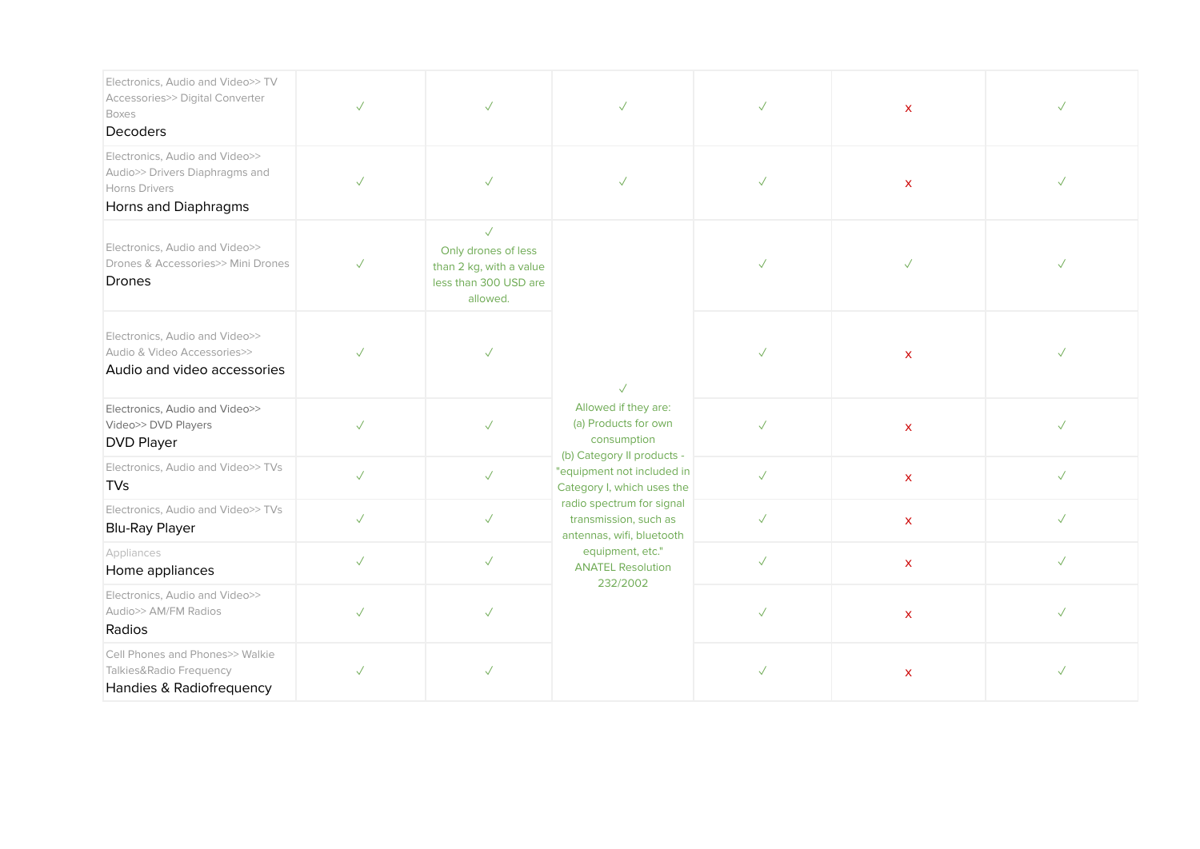| | | | | | | |
|---|---|---|---|---|---|---|
| Electronics, Audio and Video>> TV Accessories>> Digital Converter Boxes<br>Decoders | ✓ | ✓ | ✓ | ✓ | x | ✓ |
| Electronics, Audio and Video>> Audio>> Drivers Diaphragms and Horns Drivers<br>Horns and Diaphragms | ✓ | ✓ | ✓ | ✓ | x | ✓ |
| Electronics, Audio and Video>> Drones & Accessories>> Mini Drones<br>Drones | ✓ | ✓<br>Only drones of less than 2 kg, with a value less than 300 USD are allowed. | ✓<br>Allowed if they are:<br>(a) Products for own consumption<br>(b) Category II products - "equipment not included in Category I, which uses the radio spectrum for signal transmission, such as antennas, wifi, bluetooth equipment, etc." ANATEL Resolution 232/2002 | ✓ | ✓ | ✓ |
| Electronics, Audio and Video>> Audio & Video Accessories>><br>Audio and video accessories | ✓ | ✓ | | ✓ | x | ✓ |
| Electronics, Audio and Video>> Video>> DVD Players<br>DVD Player | ✓ | ✓ | | ✓ | x | ✓ |
| Electronics, Audio and Video>> TVs<br>TVs | ✓ | ✓ | | ✓ | x | ✓ |
| Electronics, Audio and Video>> TVs<br>Blu-Ray Player | ✓ | ✓ | | ✓ | x | ✓ |
| Appliances<br>Home appliances | ✓ | ✓ | | ✓ | x | ✓ |
| Electronics, Audio and Video>> Audio>> AM/FM Radios<br>Radios | ✓ | ✓ | | ✓ | x | ✓ |
| Cell Phones and Phones>> Walkie Talkies&Radio Frequency<br>Handies & Radiofrequency | ✓ | ✓ | | ✓ | x | ✓ |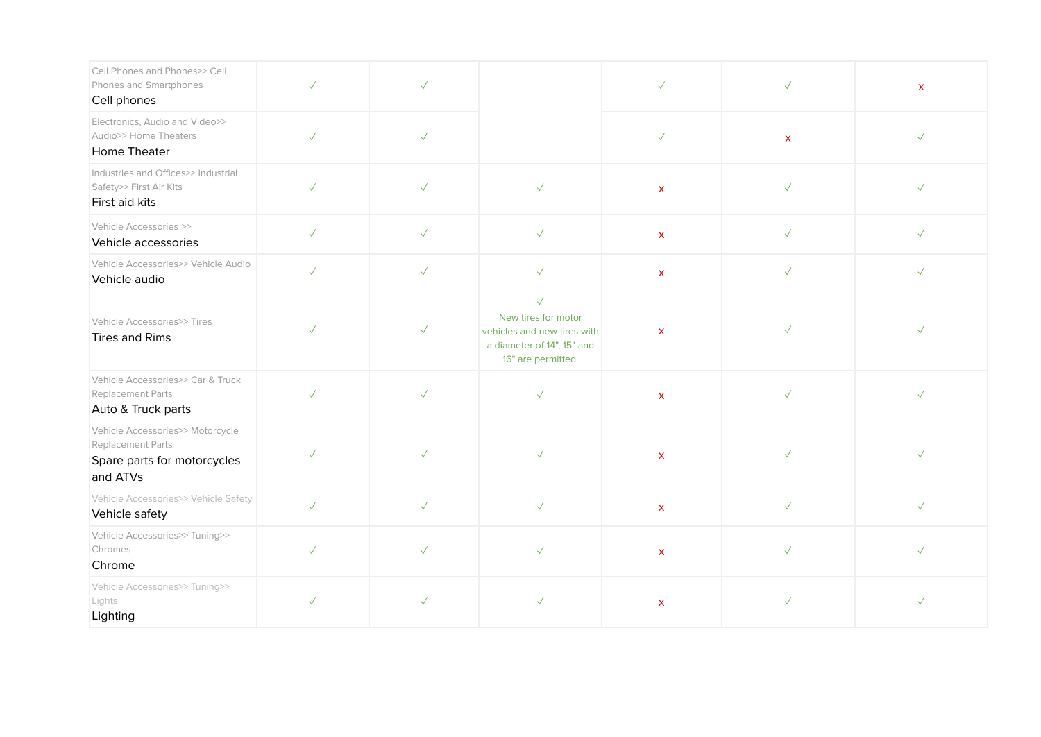| | | | | | | |
|---|---|---|---|---|---|---|
| Cell Phones and Phones>> Cell Phones and Smartphones<br>Cell phones | ✓ | ✓ | | ✓ | ✓ | x |
| Electronics, Audio and Video>> Audio>> Home Theaters<br>Home Theater | ✓ | ✓ | | ✓ | x | ✓ |
| Industries and Offices>> Industrial Safety>> First Air Kits<br>First aid kits | ✓ | ✓ | ✓ | x | ✓ | ✓ |
| Vehicle Accessories >><br>Vehicle accessories | ✓ | ✓ | ✓ | x | ✓ | ✓ |
| Vehicle Accessories>> Vehicle Audio<br>Vehicle audio | ✓ | ✓ | ✓ | x | ✓ | ✓ |
| Vehicle Accessories>> Tires<br>Tires and Rims | ✓ | ✓ | ✓<br>New tires for motor vehicles and new tires with a diameter of 14", 15" and 16" are permitted. | x | ✓ | ✓ |
| Vehicle Accessories>> Car & Truck Replacement Parts<br>Auto & Truck parts | ✓ | ✓ | ✓ | x | ✓ | ✓ |
| Vehicle Accessories>> Motorcycle Replacement Parts<br>Spare parts for motorcycles and ATVs | ✓ | ✓ | ✓ | x | ✓ | ✓ |
| Vehicle Accessories>> Vehicle Safety<br>Vehicle safety | ✓ | ✓ | ✓ | x | ✓ | ✓ |
| Vehicle Accessories>> Tuning>> Chromes<br>Chrome | ✓ | ✓ | ✓ | x | ✓ | ✓ |
| Vehicle Accessories>> Tuning>> Lights<br>Lighting | ✓ | ✓ | ✓ | x | ✓ | ✓ |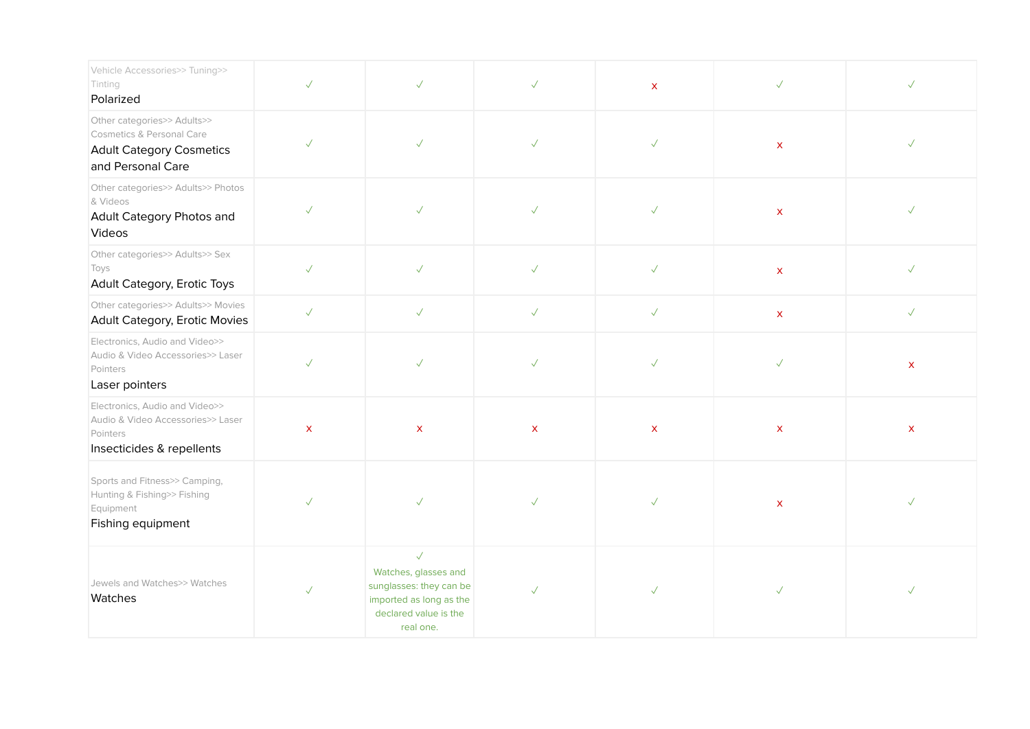| | | | | | | |
|---|---|---|---|---|---|---|
| Vehicle Accessories>> Tuning>> Tinting<br>Polarized | ✓ | ✓ | ✓ | x | ✓ | ✓ |
| Other categories>> Adults>> Cosmetics & Personal Care<br>Adult Category Cosmetics and Personal Care | ✓ | ✓ | ✓ | ✓ | x | ✓ |
| Other categories>> Adults>> Photos & Videos<br>Adult Category Photos and Videos | ✓ | ✓ | ✓ | ✓ | x | ✓ |
| Other categories>> Adults>> Sex Toys<br>Adult Category, Erotic Toys | ✓ | ✓ | ✓ | ✓ | x | ✓ |
| Other categories>> Adults>> Movies<br>Adult Category, Erotic Movies | ✓ | ✓ | ✓ | ✓ | x | ✓ |
| Electronics, Audio and Video>> Audio & Video Accessories>> Laser Pointers<br>Laser pointers | ✓ | ✓ | ✓ | ✓ | ✓ | x |
| Electronics, Audio and Video>> Audio & Video Accessories>> Laser Pointers<br>Insecticides & repellents | x | x | x | x | x | x |
| Sports and Fitness>> Camping, Hunting & Fishing>> Fishing Equipment<br>Fishing equipment | ✓ | ✓ | ✓ | ✓ | x | ✓ |
| Jewels and Watches>> Watches<br>Watches | ✓ | ✓<br>Watches, glasses and sunglasses: they can be imported as long as the declared value is the real one. | ✓ | ✓ | ✓ | ✓ |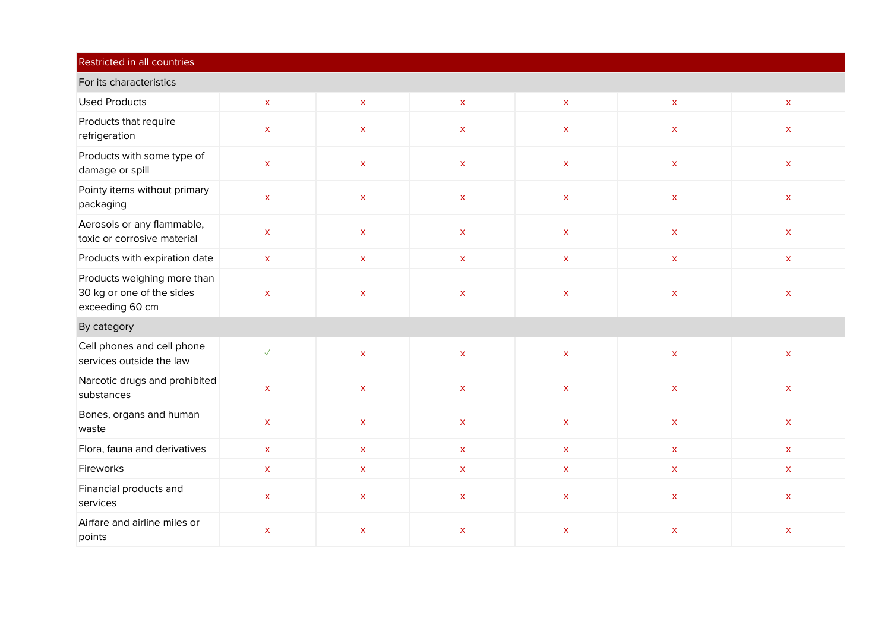| Restricted in all countries | | | | | | |
|---|---|---|---|---|---|---|
| For its characteristics | | | | | | |
| Used Products | x | x | x | x | x | x |
| Products that require refrigeration | x | x | x | x | x | x |
| Products with some type of damage or spill | x | x | x | x | x | x |
| Pointy items without primary packaging | x | x | x | x | x | x |
| Aerosols or any flammable, toxic or corrosive material | x | x | x | x | x | x |
| Products with expiration date | x | x | x | x | x | x |
| Products weighing more than 30 kg or one of the sides exceeding 60 cm | x | x | x | x | x | x |
| By category | | | | | | |
| Cell phones and cell phone services outside the law | ✓ | x | x | x | x | x |
| Narcotic drugs and prohibited substances | x | x | x | x | x | x |
| Bones, organs and human waste | x | x | x | x | x | x |
| Flora, fauna and derivatives | x | x | x | x | x | x |
| Fireworks | x | x | x | x | x | x |
| Financial products and services | x | x | x | x | x | x |
| Airfare and airline miles or points | x | x | x | x | x | x |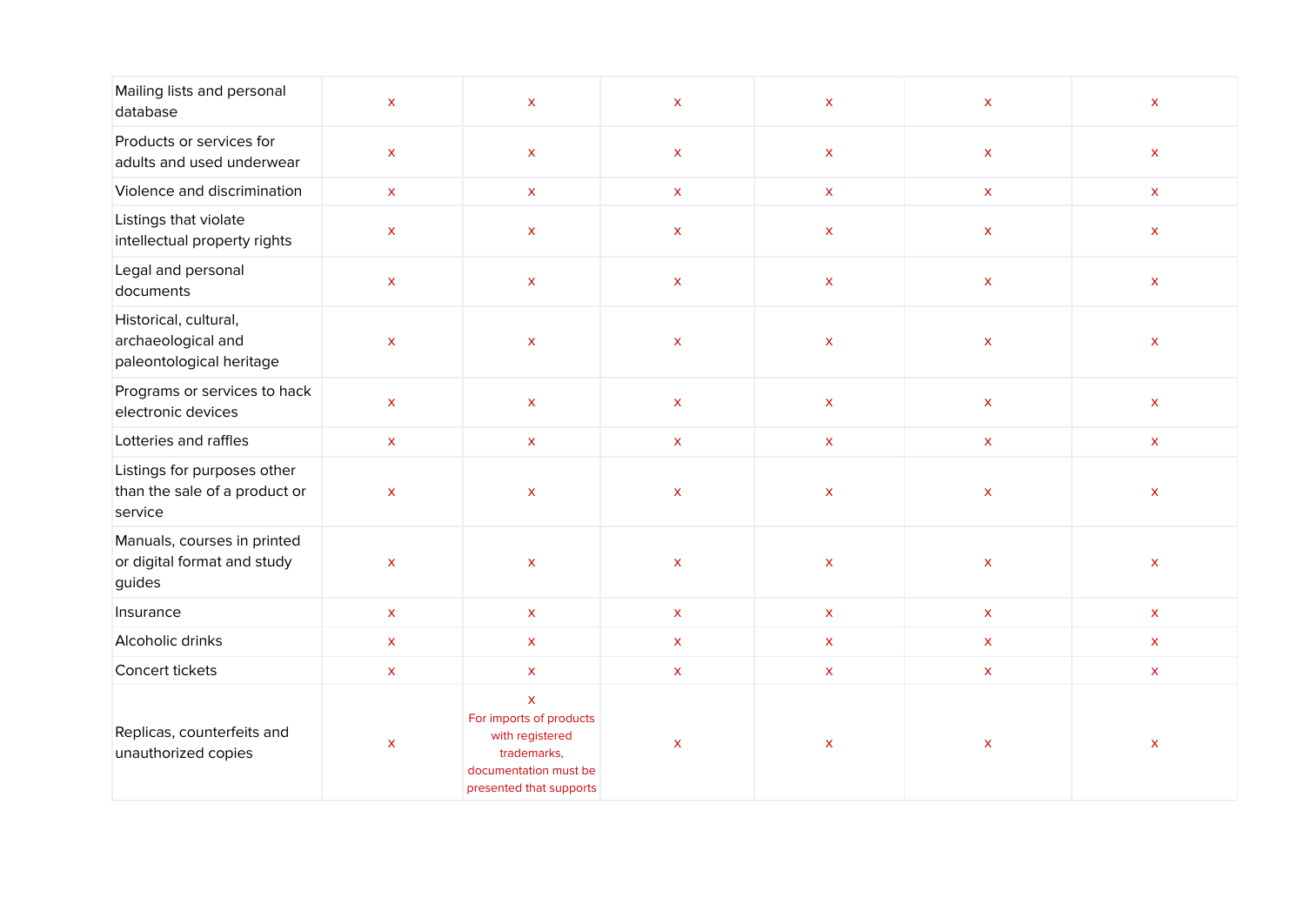| | | | | | | |
|---|---|---|---|---|---|---|
| Mailing lists and personal database | x | x | x | x | x | x |
| Products or services for adults and used underwear | x | x | x | x | x | x |
| Violence and discrimination | x | x | x | x | x | x |
| Listings that violate intellectual property rights | x | x | x | x | x | x |
| Legal and personal documents | x | x | x | x | x | x |
| Historical, cultural, archaeological and paleontological heritage | x | x | x | x | x | x |
| Programs or services to hack electronic devices | x | x | x | x | x | x |
| Lotteries and raffles | x | x | x | x | x | x |
| Listings for purposes other than the sale of a product or service | x | x | x | x | x | x |
| Manuals, courses in printed or digital format and study guides | x | x | x | x | x | x |
| Insurance | x | x | x | x | x | x |
| Alcoholic drinks | x | x | x | x | x | x |
| Concert tickets | x | x | x | x | x | x |
| Replicas, counterfeits and unauthorized copies | x | x For imports of products with registered trademarks, documentation must be presented that supports | x | x | x | x |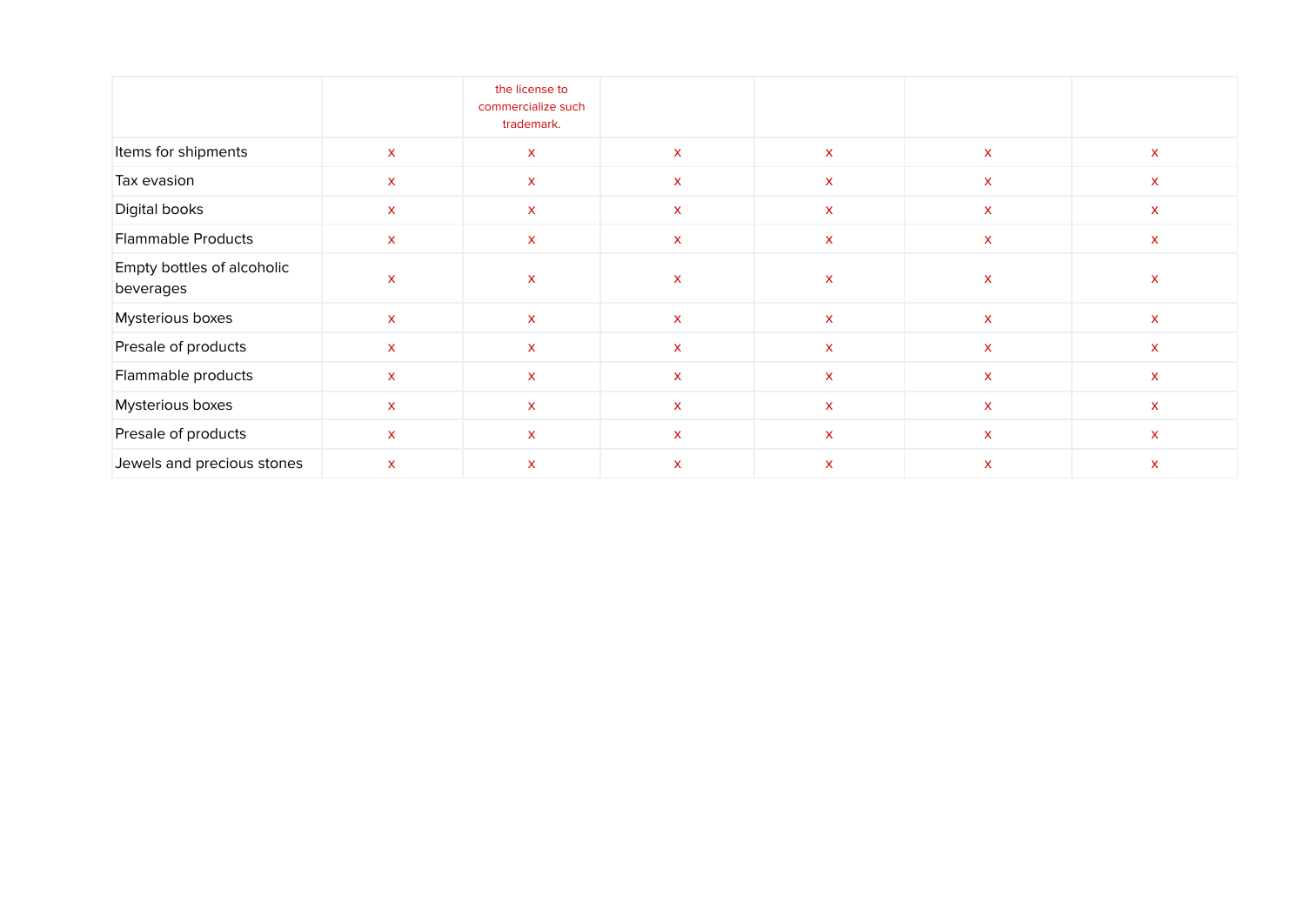| | | the license to commercialize such trademark. | | | | |
|---|---|---|---|---|---|---|
| Items for shipments | x | x | x | x | x | x |
| Tax evasion | x | x | x | x | x | x |
| Digital books | x | x | x | x | x | x |
| Flammable Products | x | x | x | x | x | x |
| Empty bottles of alcoholic beverages | x | x | x | x | x | x |
| Mysterious boxes | x | x | x | x | x | x |
| Presale of products | x | x | x | x | x | x |
| Flammable products | x | x | x | x | x | x |
| Mysterious boxes | x | x | x | x | x | x |
| Presale of products | x | x | x | x | x | x |
| Jewels and precious stones | x | x | x | x | x | x |